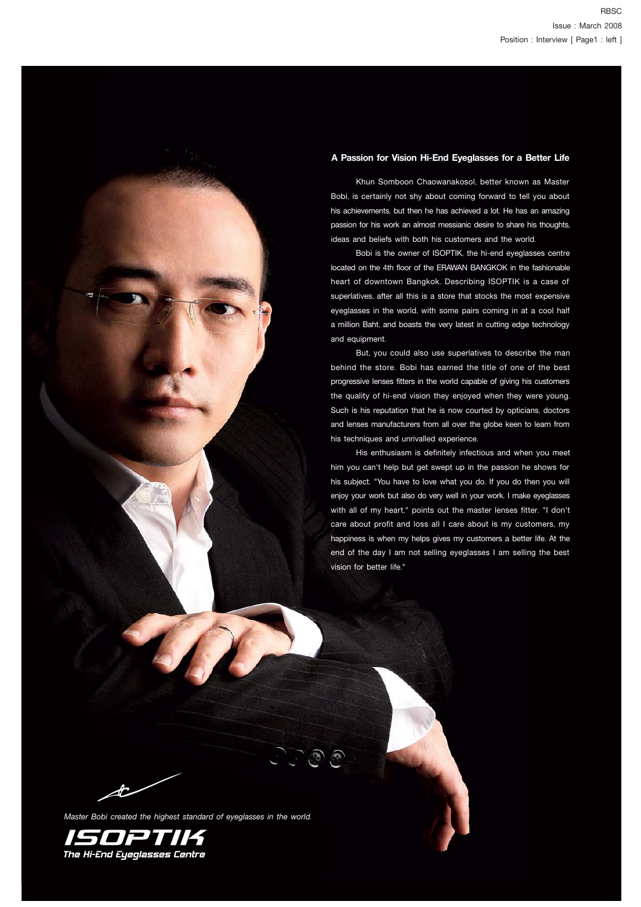## A Passion for Vision Hi-End Eyeglasses for a Better Life

Khun Somboon Chaowanakosol, better known as Master Bobi, is certainly not shy about coming forward to tell you about his achievements, but then he has achieved a lot. He has an amazing passion for his work an almost messianic desire to share his thoughts, ideas and beliefs with both his customers and the world.

Bobi is the owner of ISOPTIK, the hi-end eyeglasses centre located on the 4th floor of the ERAWAN BANGKOK in the fashionable heart of downtown Bangkok. Describing ISOPTIK is a case of superlatives, after all this is a store that stocks the most expensive eyeglasses in the world, with some pairs coming in at a cool half a million Baht, and boasts the very latest in cutting edge technology and equipment.

But, you could also use superlatives to describe the man behind the store. Bobi has earned the title of one of the best progressive lenses fitters in the world capable of giving his customers the quality of hi-end vision they enjoyed when they were young. Such is his reputation that he is now courted by opticians, doctors and lenses manufacturers from all over the globe keen to learn from his techniques and unrivalled experience.

His enthusiasm is definitely infectious and when you meet him you can't help but get swept up in the passion he shows for his subject. "You have to love what you do. If you do then you will enjoy your work but also do very well in your work. I make eyeglasses with all of my heart," points out the master lenses fitter. "I don't care about profit and loss all I care about is my customers, my happiness is when my helps gives my customers a better life. At the end of the day I am not selling eyeglasses I am selling the best vision for better life."

*Master Bobi created the highest standard of eyeglasses in the world.*

**ISOPTIK**
*The Hi-End Eyeglasses Centre*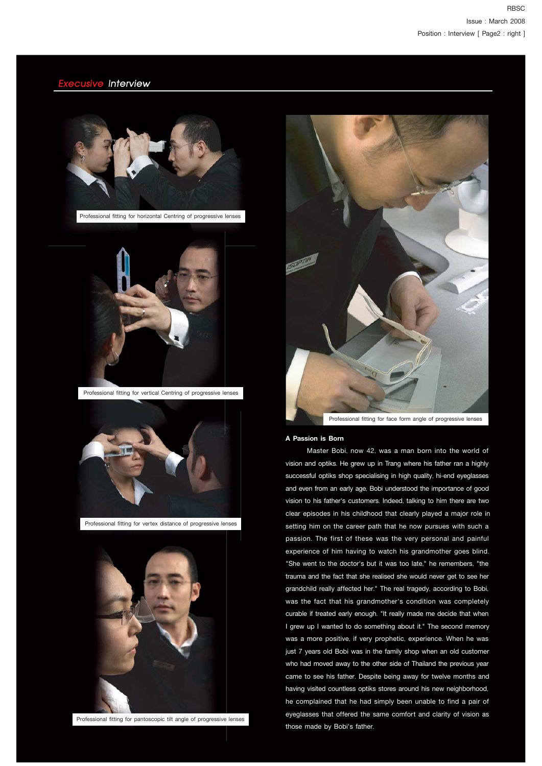## *Execusive* Interview

Professional fitting for horizontal Centring of progressive lenses

Professional fitting for vertical Centring of progressive lenses

Professional fitting for vertex distance of progressive lenses

Professional fitting for pantoscopic tilt angle of progressive lenses

Professional fitting for face form angle of progressive lenses

**A Passion is Born**

Master Bobi, now 42, was a man born into the world of vision and optiks. He grew up in Trang where his father ran a highly successful optiks shop specialising in high quality, hi-end eyeglasses and even from an early age, Bobi understood the importance of good vision to his father's customers. Indeed, talking to him there are two clear episodes in his childhood that clearly played a major role in setting him on the career path that he now pursues with such a passion. The first of these was the very personal and painful experience of him having to watch his grandmother goes blind. "She went to the doctor's but it was too late," he remembers, "the trauma and the fact that she realised she would never get to see her grandchild really affected her." The real tragedy, according to Bobi, was the fact that his grandmother's condition was completely curable if treated early enough. "It really made me decide that when I grew up I wanted to do something about it." The second memory was a more positive, if very prophetic, experience. When he was just 7 years old Bobi was in the family shop when an old customer who had moved away to the other side of Thailand the previous year came to see his father. Despite being away for twelve months and having visited countless optiks stores around his new neighborhood, he complained that he had simply been unable to find a pair of eyeglasses that offered the same comfort and clarity of vision as those made by Bobi's father.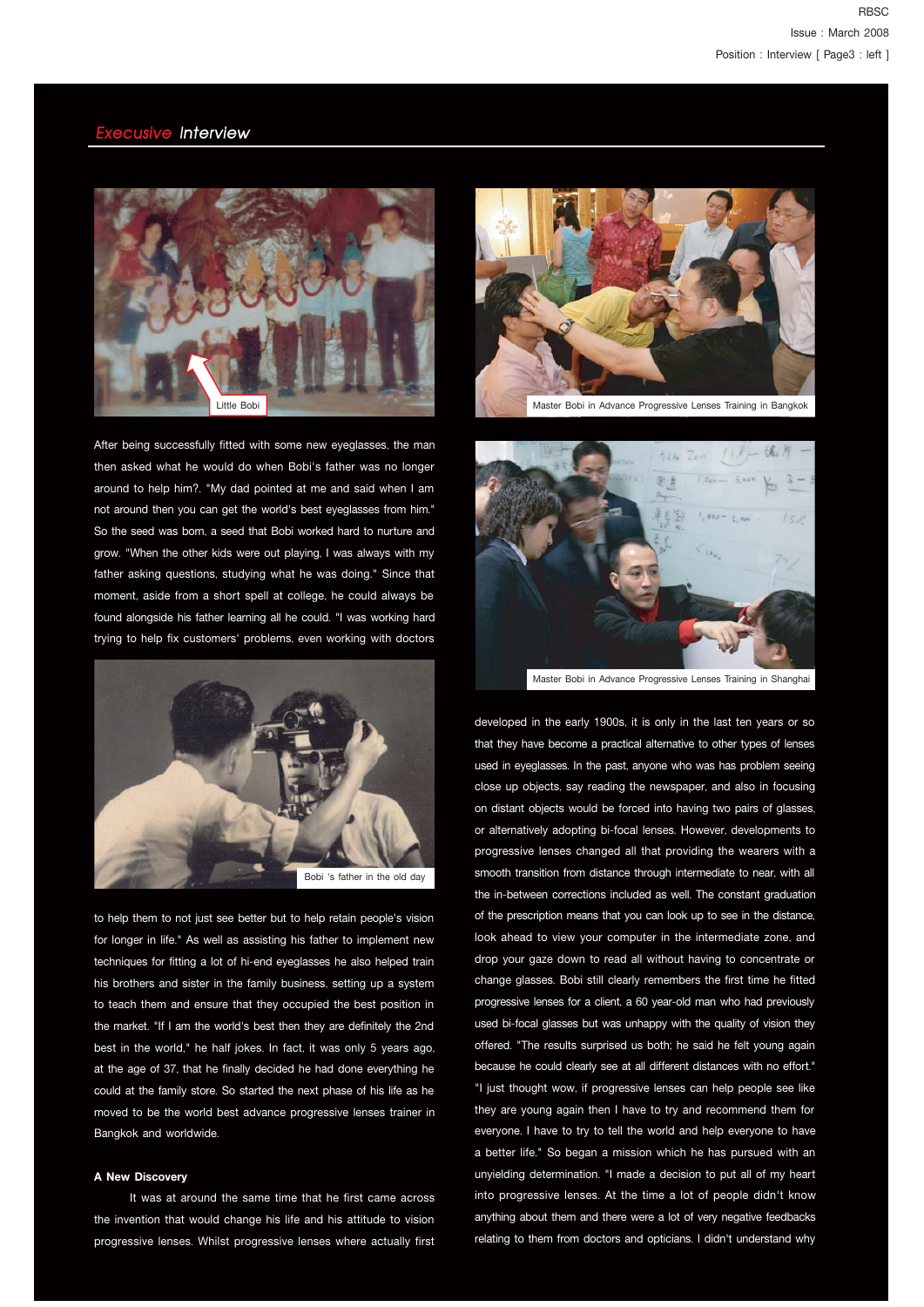## *Execusive Interview*

Little Bobi

After being successfully fitted with some new eyeglasses, the man then asked what he would do when Bobi's father was no longer around to help him?. "My dad pointed at me and said when I am not around then you can get the world's best eyeglasses from him." So the seed was born, a seed that Bobi worked hard to nurture and grow. "When the other kids were out playing, I was always with my father asking questions, studying what he was doing." Since that moment, aside from a short spell at college, he could always be found alongside his father learning all he could. "I was working hard trying to help fix customers' problems, even working with doctors to help them to not just see better but to help retain people's vision for longer in life." As well as assisting his father to implement new techniques for fitting a lot of hi-end eyeglasses he also helped train his brothers and sister in the family business, setting up a system to teach them and ensure that they occupied the best position in the market. "If I am the world's best then they are definitely the 2nd best in the world," he half jokes. In fact, it was only 5 years ago, at the age of 37, that he finally decided he had done everything he could at the family store. So started the next phase of his life as he moved to be the world best advance progressive lenses trainer in Bangkok and worldwide.

Bobi 's father in the old day

**A New Discovery**

It was at around the same time that he first came across the invention that would change his life and his attitude to vision progressive lenses. Whilst progressive lenses where actually first developed in the early 1900s, it is only in the last ten years or so that they have become a practical alternative to other types of lenses used in eyeglasses. In the past, anyone who was has problem seeing close up objects, say reading the newspaper, and also in focusing on distant objects would be forced into having two pairs of glasses, or alternatively adopting bi-focal lenses. However, developments to progressive lenses changed all that providing the wearers with a smooth transition from distance through intermediate to near, with all the in-between corrections included as well. The constant graduation of the prescription means that you can look up to see in the distance, look ahead to view your computer in the intermediate zone, and drop your gaze down to read all without having to concentrate or change glasses. Bobi still clearly remembers the first time he fitted progressive lenses for a client, a 60 year-old man who had previously used bi-focal glasses but was unhappy with the quality of vision they offered. "The results surprised us both; he said he felt young again because he could clearly see at all different distances with no effort." "I just thought wow, if progressive lenses can help people see like they are young again then I have to try and recommend them for everyone. I have to try to tell the world and help everyone to have a better life." So began a mission which he has pursued with an unyielding determination. "I made a decision to put all of my heart into progressive lenses. At the time a lot of people didn't know anything about them and there were a lot of very negative feedbacks relating to them from doctors and opticians. I didn't understand why

Master Bobi in Advance Progressive Lenses Training in Bangkok

Master Bobi in Advance Progressive Lenses Training in Shanghai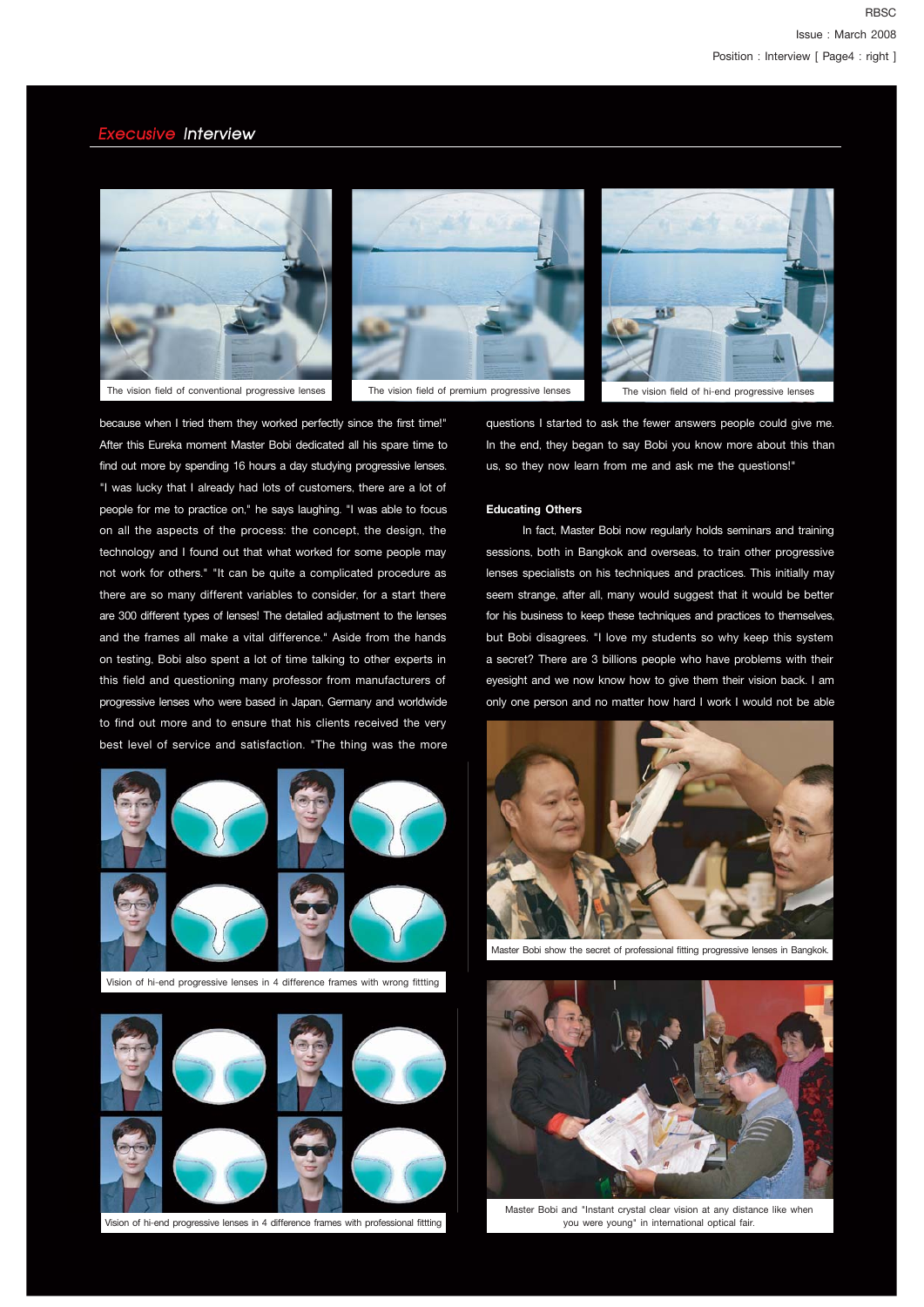## *Execusive* Interview

The vision field of conventional progressive lenses

The vision field of premium progressive lenses

The vision field of hi-end progressive lenses

because when I tried them they worked perfectly since the first time!" After this Eureka moment Master Bobi dedicated all his spare time to find out more by spending 16 hours a day studying progressive lenses. "I was lucky that I already had lots of customers, there are a lot of people for me to practice on," he says laughing. "I was able to focus on all the aspects of the process: the concept, the design, the technology and I found out that what worked for some people may not work for others." "It can be quite a complicated procedure as there are so many different variables to consider, for a start there are 300 different types of lenses! The detailed adjustment to the lenses and the frames all make a vital difference." Aside from the hands on testing, Bobi also spent a lot of time talking to other experts in this field and questioning many professor from manufacturers of progressive lenses who were based in Japan, Germany and worldwide to find out more and to ensure that his clients received the very best level of service and satisfaction. "The thing was the more questions I started to ask the fewer answers people could give me. In the end, they began to say Bobi you know more about this than us, so they now learn from me and ask me the questions!"

Vision of hi-end progressive lenses in 4 difference frames with wrong fittting

Vision of hi-end progressive lenses in 4 difference frames with professional fittting

### Educating Others

In fact, Master Bobi now regularly holds seminars and training sessions, both in Bangkok and overseas, to train other progressive lenses specialists on his techniques and practices. This initially may seem strange, after all, many would suggest that it would be better for his business to keep these techniques and practices to themselves, but Bobi disagrees. "I love my students so why keep this system a secret? There are 3 billions people who have problems with their eyesight and we now know how to give them their vision back. I am only one person and no matter how hard I work I would not be able

Master Bobi show the secret of professional fitting progressive lenses in Bangkok.

Master Bobi and "Instant crystal clear vision at any distance like when you were young" in international optical fair.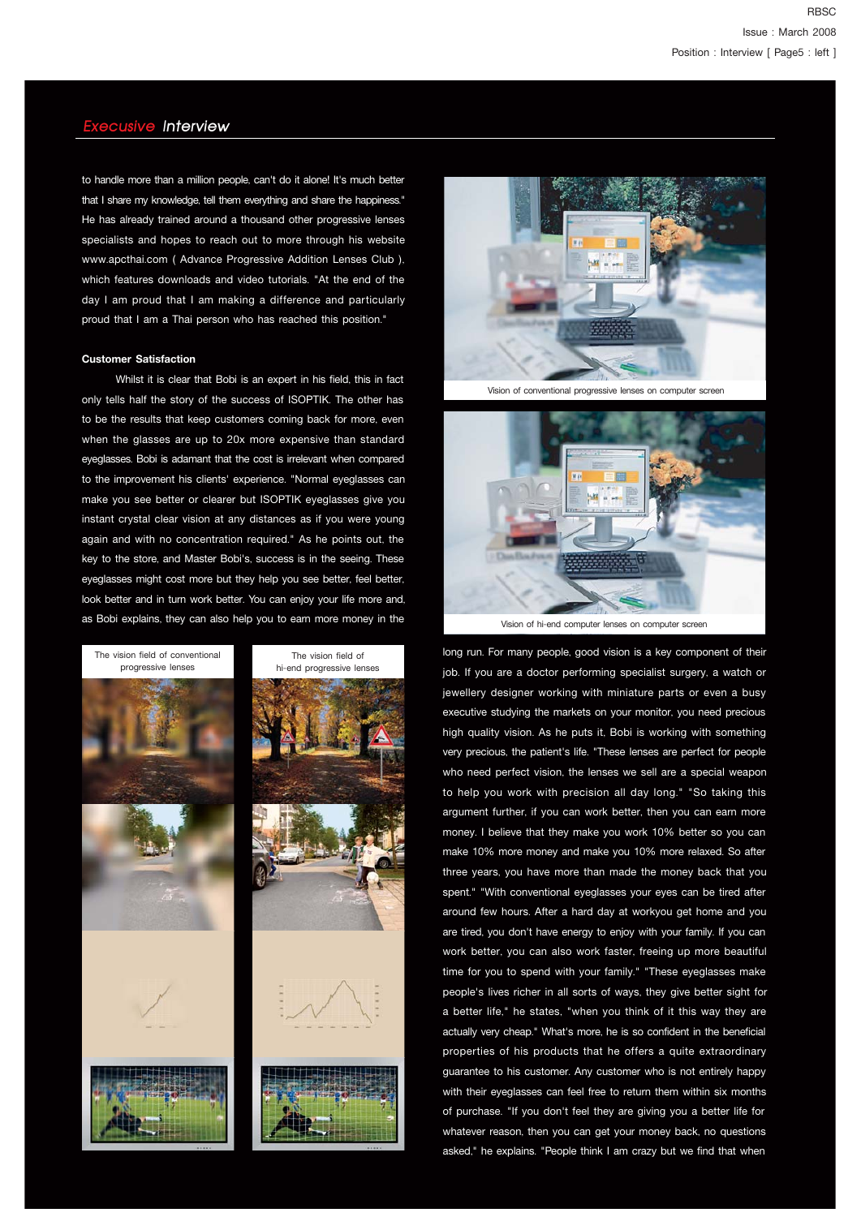## *Execusive* Interview

to handle more than a million people, can't do it alone! It's much better that I share my knowledge, tell them everything and share the happiness." He has already trained around a thousand other progressive lenses specialists and hopes to reach out to more through his website www.apcthai.com ( Advance Progressive Addition Lenses Club ), which features downloads and video tutorials. "At the end of the day I am proud that I am making a difference and particularly proud that I am a Thai person who has reached this position."

**Customer Satisfaction**

Whilst it is clear that Bobi is an expert in his field, this in fact only tells half the story of the success of ISOPTIK. The other has to be the results that keep customers coming back for more, even when the glasses are up to 20x more expensive than standard eyeglasses. Bobi is adamant that the cost is irrelevant when compared to the improvement his clients' experience. "Normal eyeglasses can make you see better or clearer but ISOPTIK eyeglasses give you instant crystal clear vision at any distances as if you were young again and with no concentration required." As he points out, the key to the store, and Master Bobi's, success is in the seeing. These eyeglasses might cost more but they help you see better, feel better, look better and in turn work better. You can enjoy your life more and, as Bobi explains, they can also help you to earn more money in the long run. For many people, good vision is a key component of their job. If you are a doctor performing specialist surgery, a watch or jewellery designer working with miniature parts or even a busy executive studying the markets on your monitor, you need precious high quality vision. As he puts it, Bobi is working with something very precious, the patient's life. "These lenses are perfect for people who need perfect vision, the lenses we sell are a special weapon to help you work with precision all day long." "So taking this argument further, if you can work better, then you can earn more money. I believe that they make you work 10% better so you can make 10% more money and make you 10% more relaxed. So after three years, you have more than made the money back that you spent." "With conventional eyeglasses your eyes can be tired after around few hours. After a hard day at workyou get home and you are tired, you don't have energy to enjoy with your family. If you can work better, you can also work faster, freeing up more beautiful time for you to spend with your family." "These eyeglasses make people's lives richer in all sorts of ways, they give better sight for a better life," he states, "when you think of it this way they are actually very cheap." What's more, he is so confident in the beneficial properties of his products that he offers a quite extraordinary guarantee to his customer. Any customer who is not entirely happy with their eyeglasses can feel free to return them within six months of purchase. "If you don't feel they are giving you a better life for whatever reason, then you can get your money back, no questions asked," he explains. "People think I am crazy but we find that when

The vision field of conventional progressive lenses

The vision field of hi-end progressive lenses

Vision of conventional progressive lenses on computer screen

Vision of hi-end computer lenses on computer screen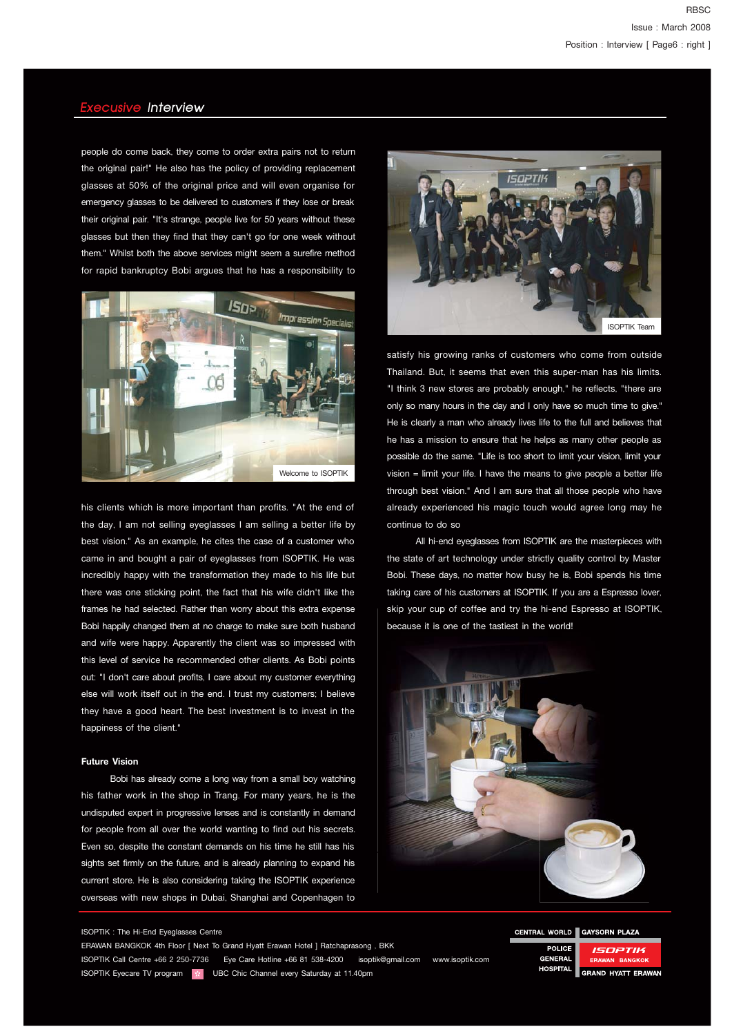## *Execusive* Interview

people do come back, they come to order extra pairs not to return the original pair!" He also has the policy of providing replacement glasses at 50% of the original price and will even organise for emergency glasses to be delivered to customers if they lose or break their original pair. "It's strange, people live for 50 years without these glasses but then they find that they can't go for one week without them." Whilst both the above services might seem a surefire method for rapid bankruptcy Bobi argues that he has a responsibility to his clients which is more important than profits. "At the end of the day, I am not selling eyeglasses I am selling a better life by best vision." As an example, he cites the case of a customer who came in and bought a pair of eyeglasses from ISOPTIK. He was incredibly happy with the transformation they made to his life but there was one sticking point, the fact that his wife didn't like the frames he had selected. Rather than worry about this extra expense Bobi happily changed them at no charge to make sure both husband and wife were happy. Apparently the client was so impressed with this level of service he recommended other clients. As Bobi points out: "I don't care about profits, I care about my customer everything else will work itself out in the end. I trust my customers; I believe they have a good heart. The best investment is to invest in the happiness of the client."

Welcome to ISOPTIK

### Future Vision

Bobi has already come a long way from a small boy watching his father work in the shop in Trang. For many years, he is the undisputed expert in progressive lenses and is constantly in demand for people from all over the world wanting to find out his secrets. Even so, despite the constant demands on his time he still has his sights set firmly on the future, and is already planning to expand his current store. He is also considering taking the ISOPTIK experience overseas with new shops in Dubai, Shanghai and Copenhagen to satisfy his growing ranks of customers who come from outside Thailand. But, it seems that even this super-man has his limits. "I think 3 new stores are probably enough," he reflects, "there are only so many hours in the day and I only have so much time to give." He is clearly a man who already lives life to the full and believes that he has a mission to ensure that he helps as many other people as possible do the same. "Life is too short to limit your vision, limit your vision = limit your life. I have the means to give people a better life through best vision." And I am sure that all those people who have already experienced his magic touch would agree long may he continue to do so

ISOPTIK Team

All hi-end eyeglasses from ISOPTIK are the masterpieces with the state of art technology under strictly quality control by Master Bobi. These days, no matter how busy he is, Bobi spends his time taking care of his customers at ISOPTIK. If you are a Espresso lover, skip your cup of coffee and try the hi-end Espresso at ISOPTIK, because it is one of the tastiest in the world!

ISOPTIK : The Hi-End Eyeglasses Centre
ERAWAN BANGKOK 4th Floor [ Next To Grand Hyatt Erawan Hotel ] Ratchaprasong . BKK
ISOPTIK Call Centre +66 2 250-7736 Eye Care Hotline +66 81 538-4200 isoptik@gmail.com www.isoptik.com
ISOPTIK Eyecare TV program UBC Chic Channel every Saturday at 11.40pm

CENTRAL WORLD | GAYSORN PLAZA
POLICE GENERAL HOSPITAL | ISOPTIK ERAWAN BANGKOK
GRAND HYATT ERAWAN